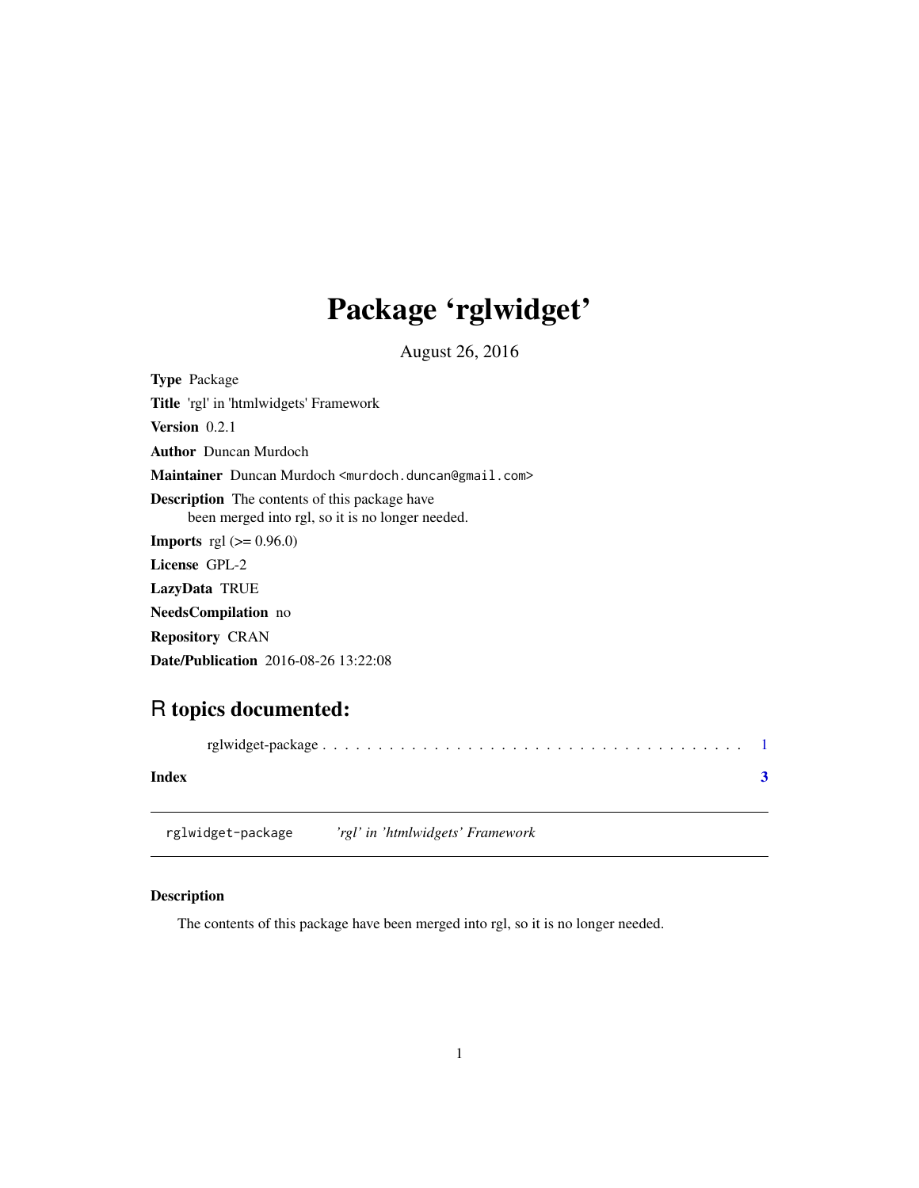# Package 'rglwidget'

August 26, 2016

**Type** Package

**Title** 'rgl' in 'htmlwidgets' Framework

**Version** 0.2.1

**Author** Duncan Murdoch

**Maintainer** Duncan Murdoch <murdoch.duncan@gmail.com>

**Description** The contents of this package have been merged into rgl, so it is no longer needed.

**Imports** rgl (>= 0.96.0)

**License** GPL-2

**LazyData** TRUE

**NeedsCompilation** no

**Repository** CRAN

**Date/Publication** 2016-08-26 13:22:08

## R topics documented:

rglwidget-package . . . . . . . . . . . . . . . . . . . . . . . . . . . . . . . . . . . . . . 1

**Index** **3**

---

rglwidget-package *'rgl' in 'htmlwidgets' Framework*

---

### Description

The contents of this package have been merged into rgl, so it is no longer needed.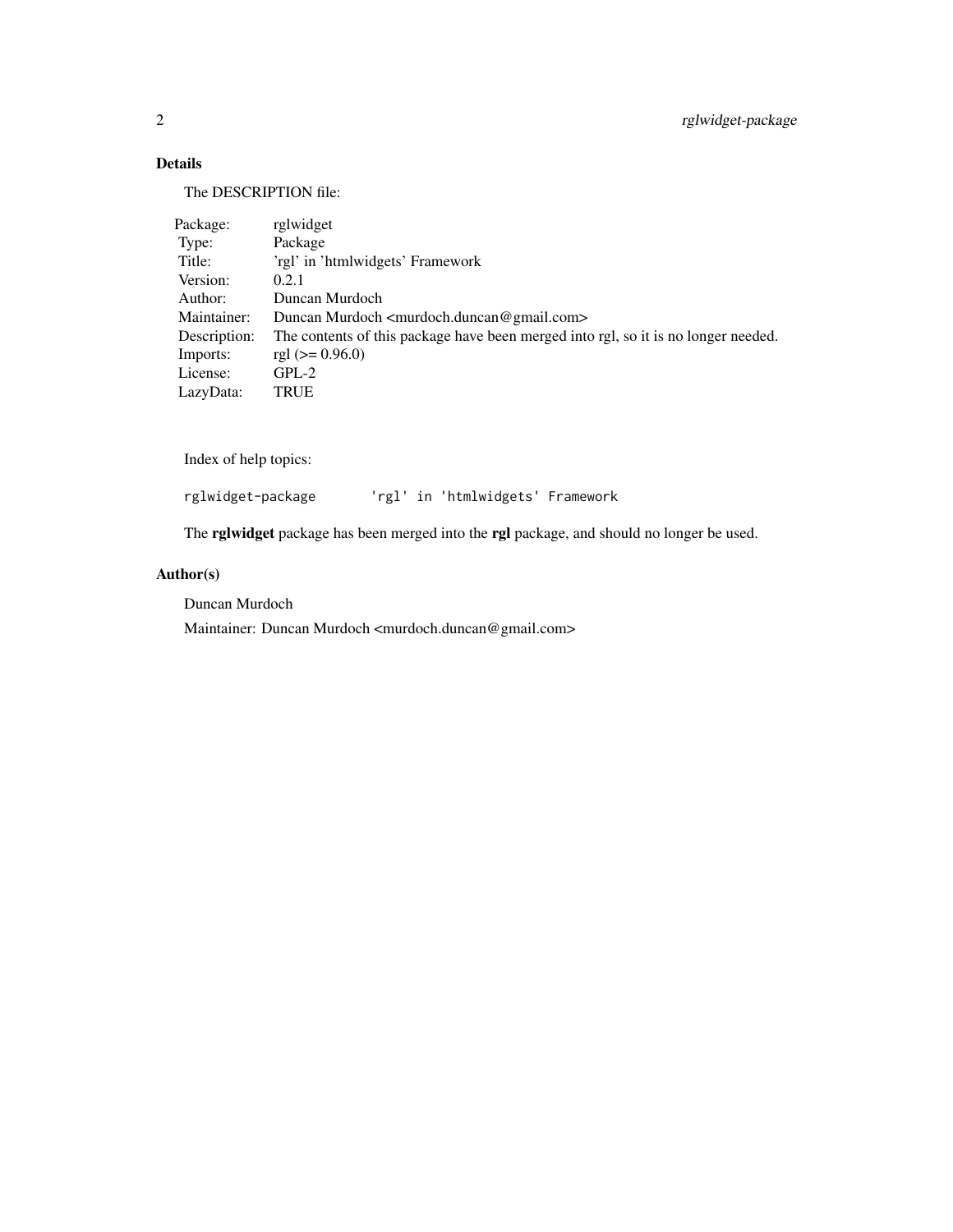## Details

The DESCRIPTION file:

| | |
|---|---|
| Package: | rglwidget |
| Type: | Package |
| Title: | 'rgl' in 'htmlwidgets' Framework |
| Version: | 0.2.1 |
| Author: | Duncan Murdoch |
| Maintainer: | Duncan Murdoch <murdoch.duncan@gmail.com> |
| Description: | The contents of this package have been merged into rgl, so it is no longer needed. |
| Imports: | rgl (>= 0.96.0) |
| License: | GPL-2 |
| LazyData: | TRUE |

Index of help topics:

```
rglwidget-package       'rgl' in 'htmlwidgets' Framework
```

The **rglwidget** package has been merged into the **rgl** package, and should no longer be used.

## Author(s)

Duncan Murdoch

Maintainer: Duncan Murdoch <murdoch.duncan@gmail.com>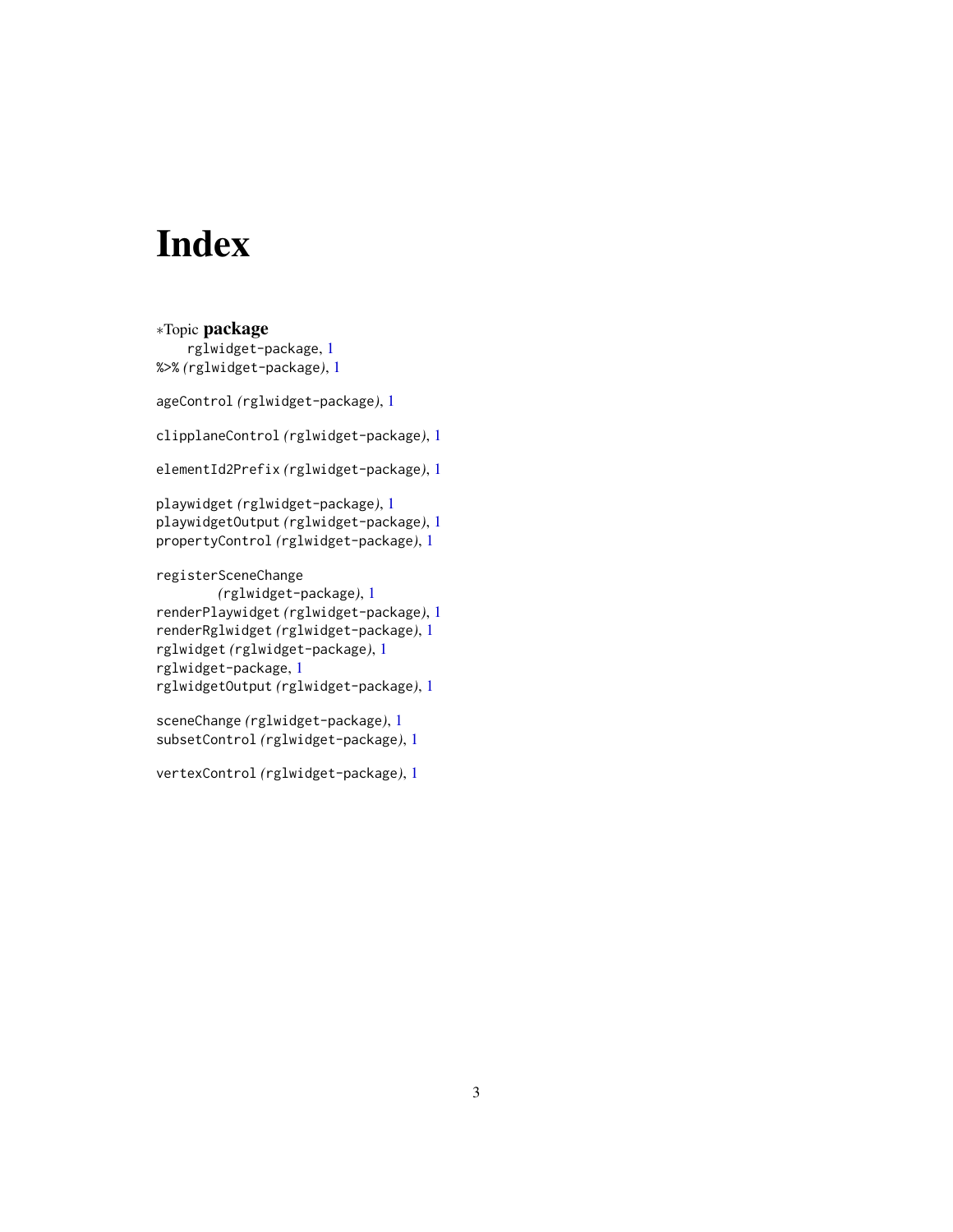# Index

*Topic **package**

rglwidget-package, 1

%>% *(rglwidget-package)*, 1

ageControl *(rglwidget-package)*, 1

clipplaneControl *(rglwidget-package)*, 1

elementId2Prefix *(rglwidget-package)*, 1

playwidget *(rglwidget-package)*, 1
playwidgetOutput *(rglwidget-package)*, 1
propertyControl *(rglwidget-package)*, 1

registerSceneChange *(rglwidget-package)*, 1
renderPlaywidget *(rglwidget-package)*, 1
renderRglwidget *(rglwidget-package)*, 1
rglwidget *(rglwidget-package)*, 1
rglwidget-package, 1
rglwidgetOutput *(rglwidget-package)*, 1

sceneChange *(rglwidget-package)*, 1
subsetControl *(rglwidget-package)*, 1

vertexControl *(rglwidget-package)*, 1